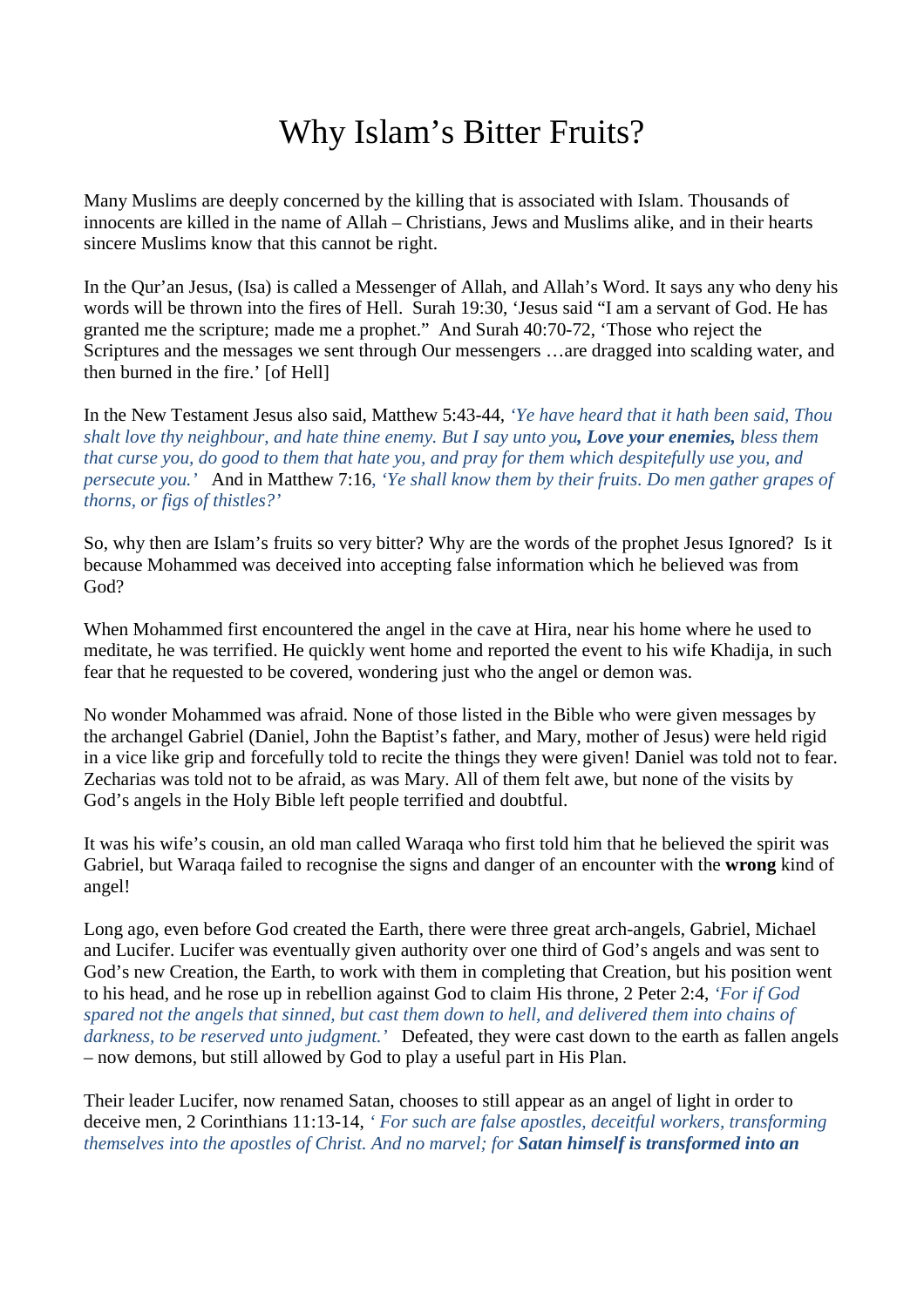# Why Islam's Bitter Fruits?

Many Muslims are deeply concerned by the killing that is associated with Islam. Thousands of innocents are killed in the name of Allah – Christians, Jews and Muslims alike, and in their hearts sincere Muslims know that this cannot be right.

In the Qur'an Jesus, (Isa) is called a Messenger of Allah, and Allah's Word. It says any who deny his words will be thrown into the fires of Hell. Surah 19:30, 'Jesus said "I am a servant of God. He has granted me the scripture; made me a prophet." And Surah 40:70-72, 'Those who reject the Scriptures and the messages we sent through Our messengers …are dragged into scalding water, and then burned in the fire.' [of Hell]

In the New Testament Jesus also said, Matthew 5:43-44, *'Ye have heard that it hath been said, Thou shalt love thy neighbour, and hate thine enemy. But I say unto you****, Love your enemies,*** *bless them that curse you, do good to them that hate you, and pray for them which despitefully use you, and persecute you.'* And in Matthew 7:16, *'Ye shall know them by their fruits. Do men gather grapes of thorns, or figs of thistles?'*

So, why then are Islam's fruits so very bitter? Why are the words of the prophet Jesus Ignored? Is it because Mohammed was deceived into accepting false information which he believed was from God?

When Mohammed first encountered the angel in the cave at Hira, near his home where he used to meditate, he was terrified. He quickly went home and reported the event to his wife Khadija, in such fear that he requested to be covered, wondering just who the angel or demon was.

No wonder Mohammed was afraid. None of those listed in the Bible who were given messages by the archangel Gabriel (Daniel, John the Baptist's father, and Mary, mother of Jesus) were held rigid in a vice like grip and forcefully told to recite the things they were given! Daniel was told not to fear. Zecharias was told not to be afraid, as was Mary. All of them felt awe, but none of the visits by God's angels in the Holy Bible left people terrified and doubtful.

It was his wife's cousin, an old man called Waraqa who first told him that he believed the spirit was Gabriel, but Waraqa failed to recognise the signs and danger of an encounter with the **wrong** kind of angel!

Long ago, even before God created the Earth, there were three great arch-angels, Gabriel, Michael and Lucifer. Lucifer was eventually given authority over one third of God's angels and was sent to God's new Creation, the Earth, to work with them in completing that Creation, but his position went to his head, and he rose up in rebellion against God to claim His throne, 2 Peter 2:4, *'For if God spared not the angels that sinned, but cast them down to hell, and delivered them into chains of darkness, to be reserved unto judgment.'* Defeated, they were cast down to the earth as fallen angels – now demons, but still allowed by God to play a useful part in His Plan.

Their leader Lucifer, now renamed Satan, chooses to still appear as an angel of light in order to deceive men, 2 Corinthians 11:13-14, *' For such are false apostles, deceitful workers, transforming themselves into the apostles of Christ. And no marvel; for* ***Satan himself is transformed into an***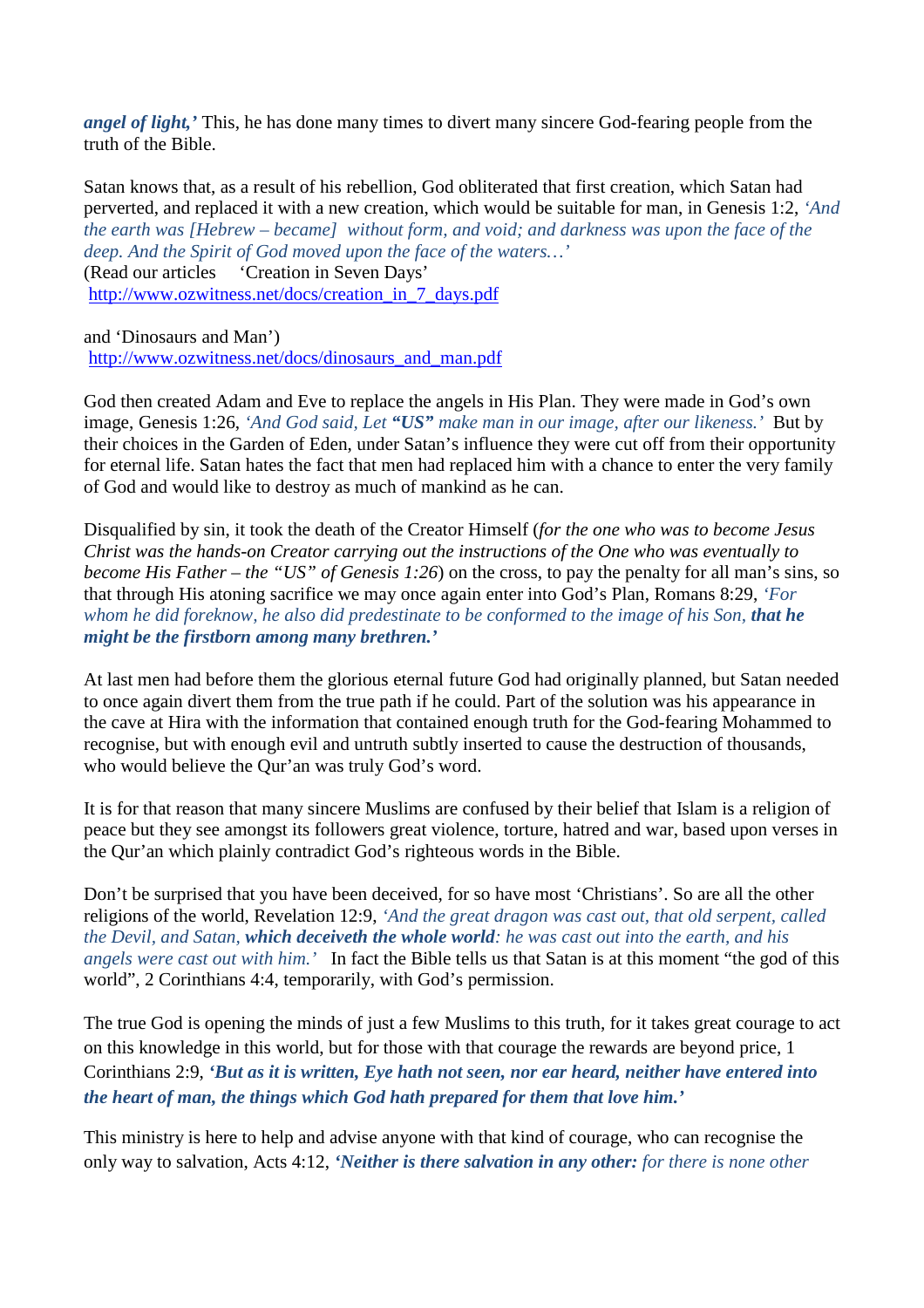***angel of light,'*** This, he has done many times to divert many sincere God-fearing people from the truth of the Bible.

Satan knows that, as a result of his rebellion, God obliterated that first creation, which Satan had perverted, and replaced it with a new creation, which would be suitable for man, in Genesis 1:2, *'And the earth was [Hebrew – became] without form, and void; and darkness was upon the face of the deep. And the Spirit of God moved upon the face of the waters…'*
(Read our articles 'Creation in Seven Days'
http://www.ozwitness.net/docs/creation_in_7_days.pdf

and 'Dinosaurs and Man')
http://www.ozwitness.net/docs/dinosaurs_and_man.pdf

God then created Adam and Eve to replace the angels in His Plan. They were made in God's own image, Genesis 1:26, *'And God said, Let **"US"** make man in our image, after our likeness.'* But by their choices in the Garden of Eden, under Satan's influence they were cut off from their opportunity for eternal life. Satan hates the fact that men had replaced him with a chance to enter the very family of God and would like to destroy as much of mankind as he can.

Disqualified by sin, it took the death of the Creator Himself (*for the one who was to become Jesus Christ was the hands-on Creator carrying out the instructions of the One who was eventually to become His Father – the "US" of Genesis 1:26*) on the cross, to pay the penalty for all man's sins, so that through His atoning sacrifice we may once again enter into God's Plan, Romans 8:29, *'For whom he did foreknow, he also did predestinate to be conformed to the image of his Son, **that he might be the firstborn among many brethren.'***

At last men had before them the glorious eternal future God had originally planned, but Satan needed to once again divert them from the true path if he could. Part of the solution was his appearance in the cave at Hira with the information that contained enough truth for the God-fearing Mohammed to recognise, but with enough evil and untruth subtly inserted to cause the destruction of thousands, who would believe the Qur'an was truly God's word.

It is for that reason that many sincere Muslims are confused by their belief that Islam is a religion of peace but they see amongst its followers great violence, torture, hatred and war, based upon verses in the Qur'an which plainly contradict God's righteous words in the Bible.

Don't be surprised that you have been deceived, for so have most 'Christians'. So are all the other religions of the world, Revelation 12:9, *'And the great dragon was cast out, that old serpent, called the Devil, and Satan, **which deceiveth the whole world**: he was cast out into the earth, and his angels were cast out with him.'* In fact the Bible tells us that Satan is at this moment "the god of this world", 2 Corinthians 4:4, temporarily, with God's permission.

The true God is opening the minds of just a few Muslims to this truth, for it takes great courage to act on this knowledge in this world, but for those with that courage the rewards are beyond price, 1 Corinthians 2:9, ***'But as it is written, Eye hath not seen, nor ear heard, neither have entered into the heart of man, the things which God hath prepared for them that love him.'***

This ministry is here to help and advise anyone with that kind of courage, who can recognise the only way to salvation, Acts 4:12, ***'Neither is there salvation in any other:*** *for there is none other*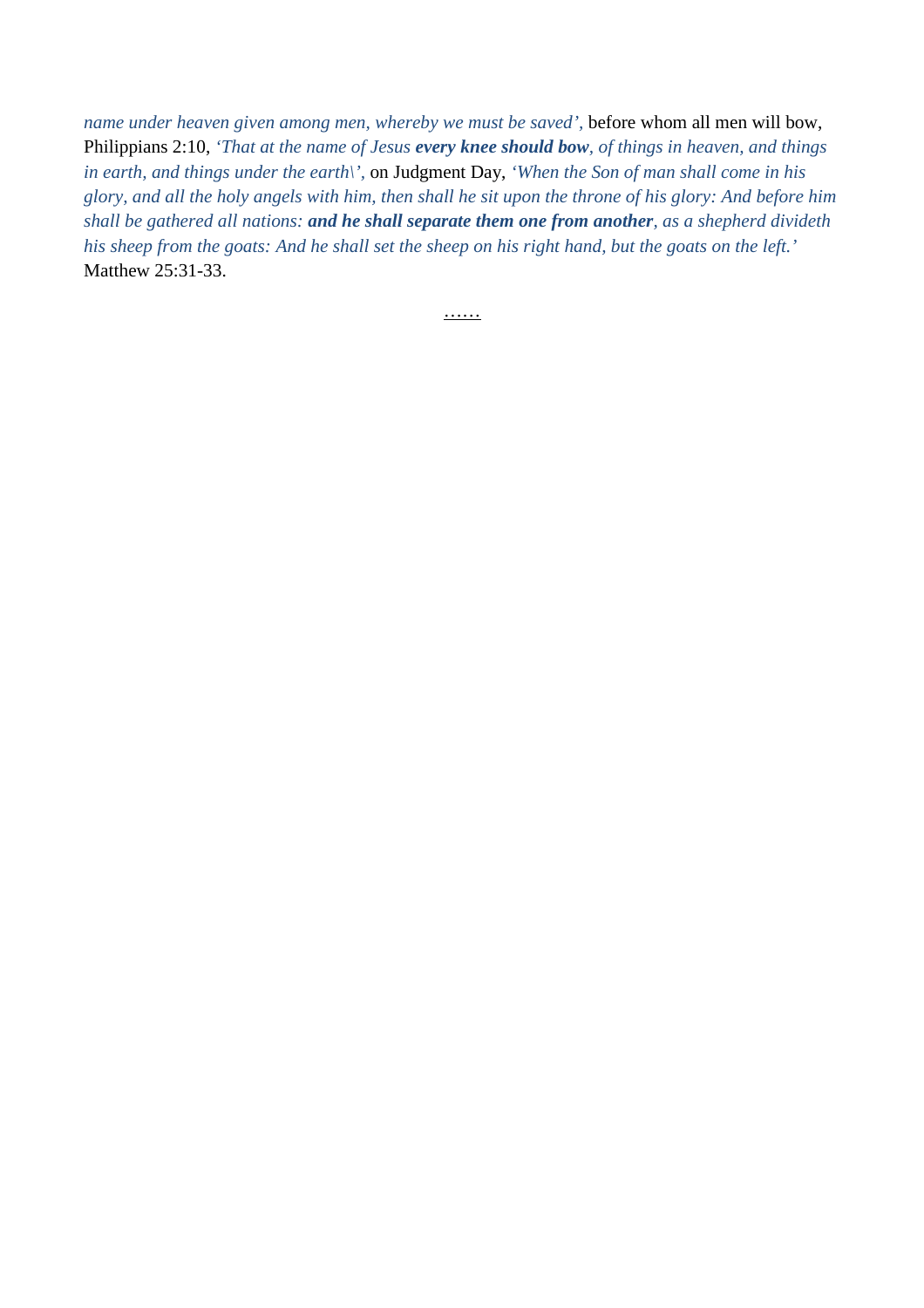*name under heaven given among men, whereby we must be saved',* before whom all men will bow, Philippians 2:10, *'That at the name of Jesus* ***every knee should bow****, of things in heaven, and things in earth, and things under the earth\',* on Judgment Day, *'When the Son of man shall come in his glory, and all the holy angels with him, then shall he sit upon the throne of his glory: And before him shall be gathered all nations:* ***and he shall separate them one from another****, as a shepherd divideth his sheep from the goats: And he shall set the sheep on his right hand, but the goats on the left.'* Matthew 25:31-33.

……